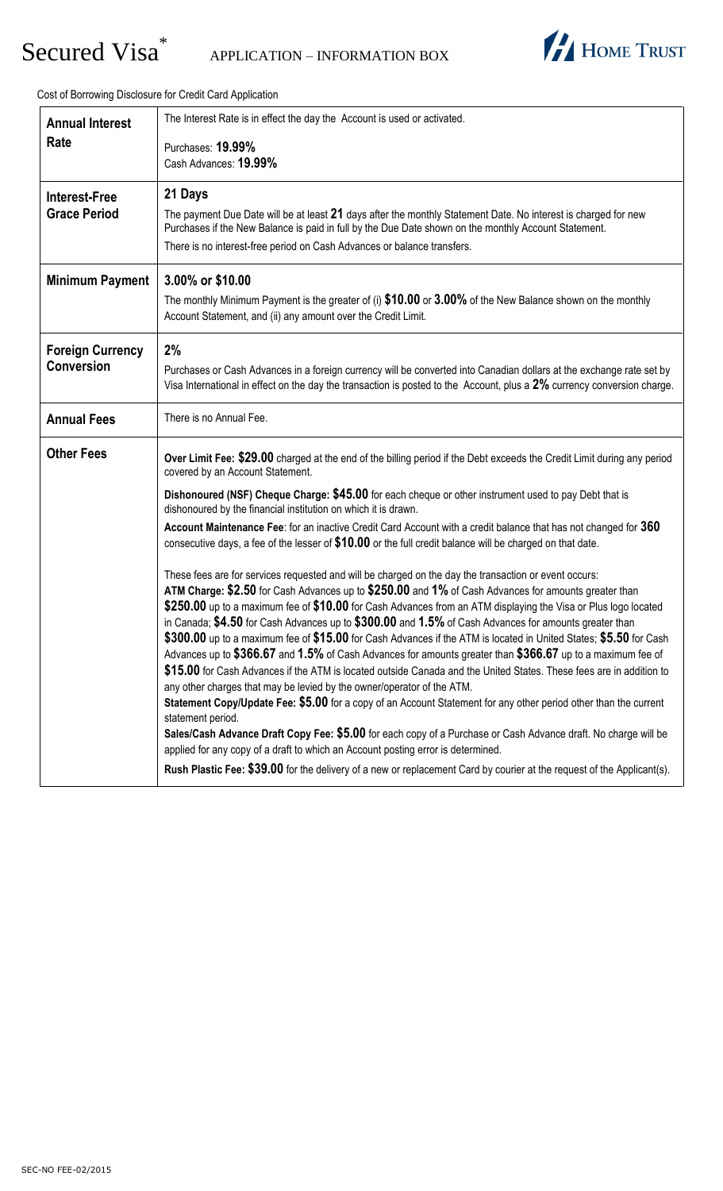# Secured Visa* APPLICATION – INFORMATION BOX

HOME TRUST

Cost of Borrowing Disclosure for Credit Card Application

| | |
|---|---|
| **Annual Interest Rate** | The Interest Rate is in effect the day the Account is used or activated.<br><br>Purchases: **19.99%**<br>Cash Advances: **19.99%** |
| **Interest-Free Grace Period** | **21 Days**<br><br>The payment Due Date will be at least **21** days after the monthly Statement Date. No interest is charged for new Purchases if the New Balance is paid in full by the Due Date shown on the monthly Account Statement.<br><br>There is no interest-free period on Cash Advances or balance transfers. |
| **Minimum Payment** | **3.00% or $10.00**<br><br>The monthly Minimum Payment is the greater of (i) **$10.00** or **3.00%** of the New Balance shown on the monthly Account Statement, and (ii) any amount over the Credit Limit. |
| **Foreign Currency Conversion** | **2%**<br><br>Purchases or Cash Advances in a foreign currency will be converted into Canadian dollars at the exchange rate set by Visa International in effect on the day the transaction is posted to the Account, plus a **2%** currency conversion charge. |
| **Annual Fees** | There is no Annual Fee. |
| **Other Fees** | **Over Limit Fee: $29.00** charged at the end of the billing period if the Debt exceeds the Credit Limit during any period covered by an Account Statement.<br><br>**Dishonoured (NSF) Cheque Charge: $45.00** for each cheque or other instrument used to pay Debt that is dishonoured by the financial institution on which it is drawn.<br><br>**Account Maintenance Fee**: for an inactive Credit Card Account with a credit balance that has not changed for **360** consecutive days, a fee of the lesser of **$10.00** or the full credit balance will be charged on that date.<br><br>These fees are for services requested and will be charged on the day the transaction or event occurs:<br>**ATM Charge: $2.50** for Cash Advances up to **$250.00** and **1%** of Cash Advances for amounts greater than **$250.00** up to a maximum fee of **$10.00** for Cash Advances from an ATM displaying the Visa or Plus logo located in Canada; **$4.50** for Cash Advances up to **$300.00** and **1.5%** of Cash Advances for amounts greater than **$300.00** up to a maximum fee of **$15.00** for Cash Advances if the ATM is located in United States; **$5.50** for Cash Advances up to **$366.67** and **1.5%** of Cash Advances for amounts greater than **$366.67** up to a maximum fee of **$15.00** for Cash Advances if the ATM is located outside Canada and the United States. These fees are in addition to any other charges that may be levied by the owner/operator of the ATM.<br>**Statement Copy/Update Fee: $5.00** for a copy of an Account Statement for any other period other than the current statement period.<br>**Sales/Cash Advance Draft Copy Fee: $5.00** for each copy of a Purchase or Cash Advance draft. No charge will be applied for any copy of a draft to which an Account posting error is determined.<br><br>**Rush Plastic Fee: $39.00** for the delivery of a new or replacement Card by courier at the request of the Applicant(s). |

SEC-NO FEE-02/2015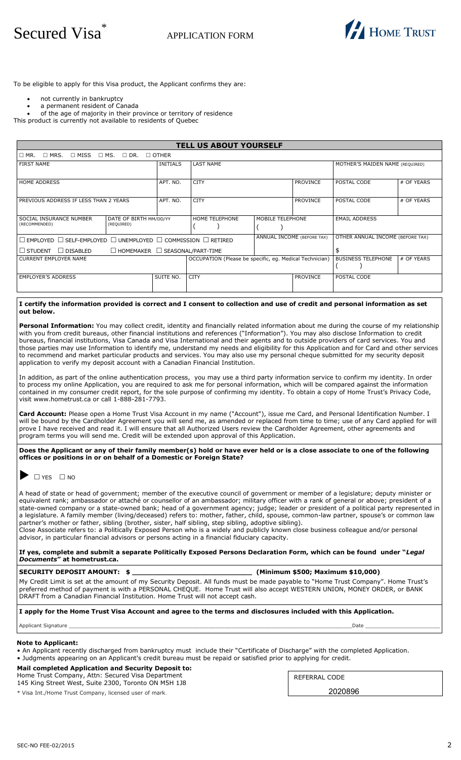# Secured Visa*

APPLICATION FORM

HOME TRUST

To be eligible to apply for this Visa product, the Applicant confirms they are:

- not currently in bankruptcy
- a permanent resident of Canada
- of the age of majority in their province or territory of residence

This product is currently not available to residents of Quebec

## TELL US ABOUT YOURSELF

☐ MR. ☐ MRS. ☐ MISS ☐ MS. ☐ DR. ☐ OTHER

| | | | | | | | |
|---|---|---|---|---|---|---|---|
| FIRST NAME | | INITIALS | LAST NAME | | | MOTHER'S MAIDEN NAME (REQUIRED) | |
| HOME ADDRESS | | APT. NO. | CITY | | PROVINCE | POSTAL CODE | # OF YEARS |
| PREVIOUS ADDRESS IF LESS THAN 2 YEARS | | APT. NO. | CITY | | PROVINCE | POSTAL CODE | # OF YEARS |
| SOCIAL INSURANCE NUMBER (RECOMMENDED) | DATE OF BIRTH MM/DD/YY (REQUIRED) | | HOME TELEPHONE ( ) | MOBILE TELEPHONE ( ) | | EMAIL ADDRESS | |
| ☐ EMPLOYED ☐ SELF-EMPLOYED ☐ UNEMPLOYED ☐ COMMISSION ☐ RETIRED ☐ STUDENT ☐ DISABLED ☐ HOMEMAKER ☐ SEASONAL/PART-TIME | | | | ANNUAL INCOME (BEFORE TAX) | | OTHER ANNUAL INCOME (BEFORE TAX) $ | |
| CURRENT EMPLOYER NAME | | | OCCUPATION (Please be specific, eg. Medical Technician) | | | BUSINESS TELEPHONE ( ) | # OF YEARS |
| EMPLOYER'S ADDRESS | | SUITE NO. | CITY | | PROVINCE | POSTAL CODE | |

**I certify the information provided is correct and I consent to collection and use of credit and personal information as set out below.**

**Personal Information:** You may collect credit, identity and financially related information about me during the course of my relationship with you from credit bureaus, other financial institutions and references ("Information"). You may also disclose Information to credit bureaus, financial institutions, Visa Canada and Visa International and their agents and to outside providers of card services. You and those parties may use Information to identify me, understand my needs and eligibility for this Application and for Card and other services to recommend and market particular products and services. You may also use my personal cheque submitted for my security deposit application to verify my deposit account with a Canadian Financial Institution.

In addition, as part of the online authentication process, you may use a third party information service to confirm my identity. In order to process my online Application, you are required to ask me for personal information, which will be compared against the information contained in my consumer credit report, for the sole purpose of confirming my identity. To obtain a copy of Home Trust's Privacy Code, visit www.hometrust.ca or call 1-888-281-7793.

**Card Account:** Please open a Home Trust Visa Account in my name ("Account"), issue me Card, and Personal Identification Number. I will be bound by the Cardholder Agreement you will send me, as amended or replaced from time to time; use of any Card applied for will prove I have received and read it. I will ensure that all Authorized Users review the Cardholder Agreement, other agreements and program terms you will send me. Credit will be extended upon approval of this Application.

**Does the Applicant or any of their family member(s) hold or have ever held or is a close associate to one of the following offices or positions in or on behalf of a Domestic or Foreign State?**

▶ ☐ YES ☐ NO

A head of state or head of government; member of the executive council of government or member of a legislature; deputy minister or equivalent rank; ambassador or attaché or counsellor of an ambassador; military officer with a rank of general or above; president of a state-owned company or a state-owned bank; head of a government agency; judge; leader or president of a political party represented in a legislature. A family member (living/deceased) refers to: mother, father, child, spouse, common-law partner, spouse's or common law partner's mother or father, sibling (brother, sister, half sibling, step sibling, adoptive sibling).
Close Associate refers to: a Politically Exposed Person who is a widely and publicly known close business colleague and/or personal advisor, in particular financial advisors or persons acting in a financial fiduciary capacity.

**If yes, complete and submit a separate Politically Exposed Persons Declaration Form, which can be found under "*Legal Documents*" at hometrust.ca.**

**SECURITY DEPOSIT AMOUNT: $ ____________________________ (Minimum $500; Maximum $10,000)**

My Credit Limit is set at the amount of my Security Deposit. All funds must be made payable to "Home Trust Company". Home Trust's preferred method of payment is with a PERSONAL CHEQUE. Home Trust will also accept WESTERN UNION, MONEY ORDER, or BANK DRAFT from a Canadian Financial Institution. Home Trust will not accept cash.

**I apply for the Home Trust Visa Account and agree to the terms and disclosures included with this Application.**

Applicant Signature ________________________________________ Date ____________

**Note to Applicant:**

- An Applicant recently discharged from bankruptcy must include their "Certificate of Discharge" with the completed Application.
- Judgments appearing on an Applicant's credit bureau must be repaid or satisfied prior to applying for credit.

**Mail completed Application and Security Deposit to:**
Home Trust Company, Attn: Secured Visa Department
145 King Street West, Suite 2300, Toronto ON M5H 1J8

REFERRAL CODE
2020896

* Visa Int./Home Trust Company, licensed user of mark.

SEC-NO FEE-02/2015